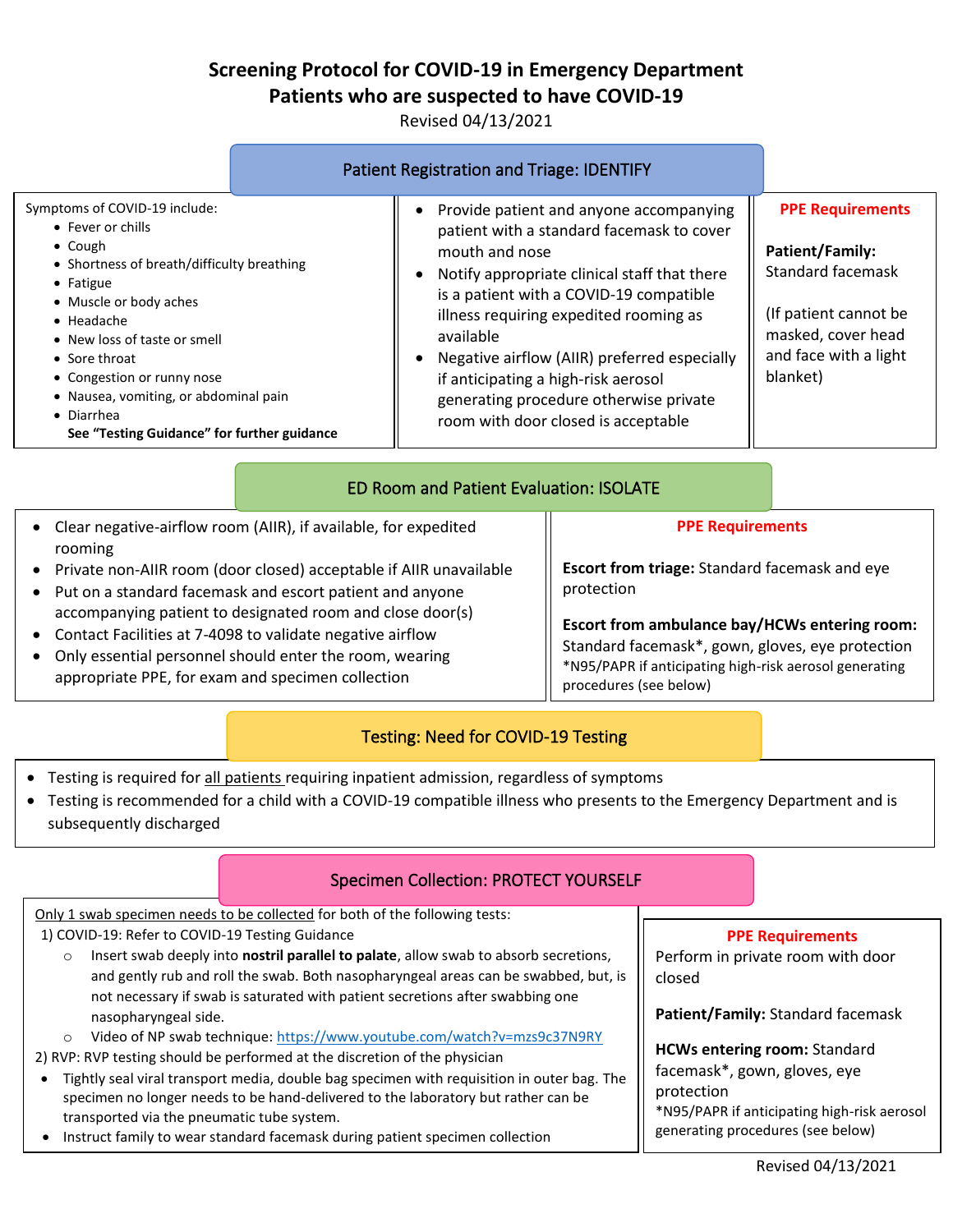# Screening Protocol for COVID-19 in Emergency Department

## Patients who are suspected to have COVID-19

Revised 04/13/2021

## Patient Registration and Triage: IDENTIFY

Symptoms of COVID-19 include:

- Fever or chills
- Cough
- Shortness of breath/difficulty breathing
- Fatigue
- Muscle or body aches
- Headache
- New loss of taste or smell
- Sore throat
- Congestion or runny nose
- Nausea, vomiting, or abdominal pain
- Diarrhea

**See "Testing Guidance" for further guidance**

- Provide patient and anyone accompanying patient with a standard facemask to cover mouth and nose
- Notify appropriate clinical staff that there is a patient with a COVID-19 compatible illness requiring expedited rooming as available
- Negative airflow (AIIR) preferred especially if anticipating a high-risk aerosol generating procedure otherwise private room with door closed is acceptable

**PPE Requirements**

**Patient/Family:** Standard facemask

(If patient cannot be masked, cover head and face with a light blanket)

## ED Room and Patient Evaluation: ISOLATE

- Clear negative-airflow room (AIIR), if available, for expedited rooming
- Private non-AIIR room (door closed) acceptable if AIIR unavailable
- Put on a standard facemask and escort patient and anyone accompanying patient to designated room and close door(s)
- Contact Facilities at 7-4098 to validate negative airflow
- Only essential personnel should enter the room, wearing appropriate PPE, for exam and specimen collection

**PPE Requirements**

**Escort from triage:** Standard facemask and eye protection

**Escort from ambulance bay/HCWs entering room:** Standard facemask*, gown, gloves, eye protection

*N95/PAPR if anticipating high-risk aerosol generating procedures (see below)

## Testing: Need for COVID-19 Testing

- Testing is required for all patients requiring inpatient admission, regardless of symptoms
- Testing is recommended for a child with a COVID-19 compatible illness who presents to the Emergency Department and is subsequently discharged

## Specimen Collection: PROTECT YOURSELF

Only 1 swab specimen needs to be collected for both of the following tests:

1) COVID-19: Refer to COVID-19 Testing Guidance
   - Insert swab deeply into **nostril parallel to palate**, allow swab to absorb secretions, and gently rub and roll the swab. Both nasopharyngeal areas can be swabbed, but, is not necessary if swab is saturated with patient secretions after swabbing one nasopharyngeal side.
   - Video of NP swab technique: https://www.youtube.com/watch?v=mzs9c37N9RY

2) RVP: RVP testing should be performed at the discretion of the physician

- Tightly seal viral transport media, double bag specimen with requisition in outer bag. The specimen no longer needs to be hand-delivered to the laboratory but rather can be transported via the pneumatic tube system.
- Instruct family to wear standard facemask during patient specimen collection

**PPE Requirements**

Perform in private room with door closed

**Patient/Family:** Standard facemask

**HCWs entering room:** Standard facemask*, gown, gloves, eye protection

*N95/PAPR if anticipating high-risk aerosol generating procedures (see below)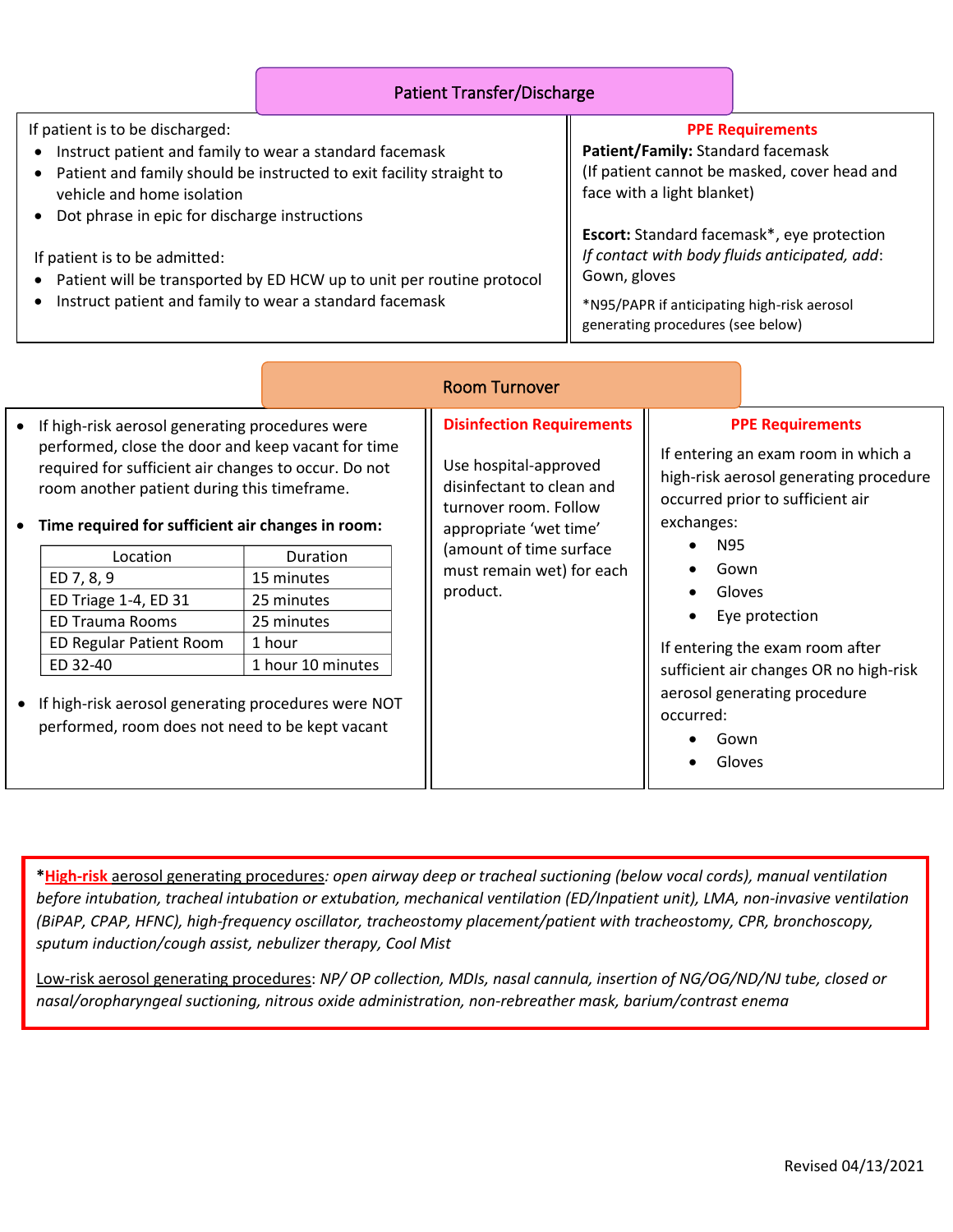## Patient Transfer/Discharge

If patient is to be discharged:

- Instruct patient and family to wear a standard facemask
- Patient and family should be instructed to exit facility straight to vehicle and home isolation
- Dot phrase in epic for discharge instructions

If patient is to be admitted:

- Patient will be transported by ED HCW up to unit per routine protocol
- Instruct patient and family to wear a standard facemask

**PPE Requirements**

**Patient/Family:** Standard facemask
(If patient cannot be masked, cover head and face with a light blanket)

**Escort:** Standard facemask*, eye protection
*If contact with body fluids anticipated, add*: Gown, gloves

*N95/PAPR if anticipating high-risk aerosol generating procedures (see below)

## Room Turnover

- If high-risk aerosol generating procedures were performed, close the door and keep vacant for time required for sufficient air changes to occur. Do not room another patient during this timeframe.
- **Time required for sufficient air changes in room:**

| Location | Duration |
|---|---|
| ED 7, 8, 9 | 15 minutes |
| ED Triage 1-4, ED 31 | 25 minutes |
| ED Trauma Rooms | 25 minutes |
| ED Regular Patient Room | 1 hour |
| ED 32-40 | 1 hour 10 minutes |

- If high-risk aerosol generating procedures were NOT performed, room does not need to be kept vacant

**Disinfection Requirements**

Use hospital-approved disinfectant to clean and turnover room. Follow appropriate 'wet time' (amount of time surface must remain wet) for each product.

**PPE Requirements**

If entering an exam room in which a high-risk aerosol generating procedure occurred prior to sufficient air exchanges:

- N95
- Gown
- Gloves
- Eye protection

If entering the exam room after sufficient air changes OR no high-risk aerosol generating procedure occurred:

- Gown
- Gloves

***High-risk aerosol generating procedures***: *open airway deep or tracheal suctioning (below vocal cords), manual ventilation before intubation, tracheal intubation or extubation, mechanical ventilation (ED/Inpatient unit), LMA, non-invasive ventilation (BiPAP, CPAP, HFNC), high-frequency oscillator, tracheostomy placement/patient with tracheostomy, CPR, bronchoscopy, sputum induction/cough assist, nebulizer therapy, Cool Mist*

Low-risk aerosol generating procedures: *NP/ OP collection, MDIs, nasal cannula, insertion of NG/OG/ND/NJ tube, closed or nasal/oropharyngeal suctioning, nitrous oxide administration, non-rebreather mask, barium/contrast enema*

Revised 04/13/2021